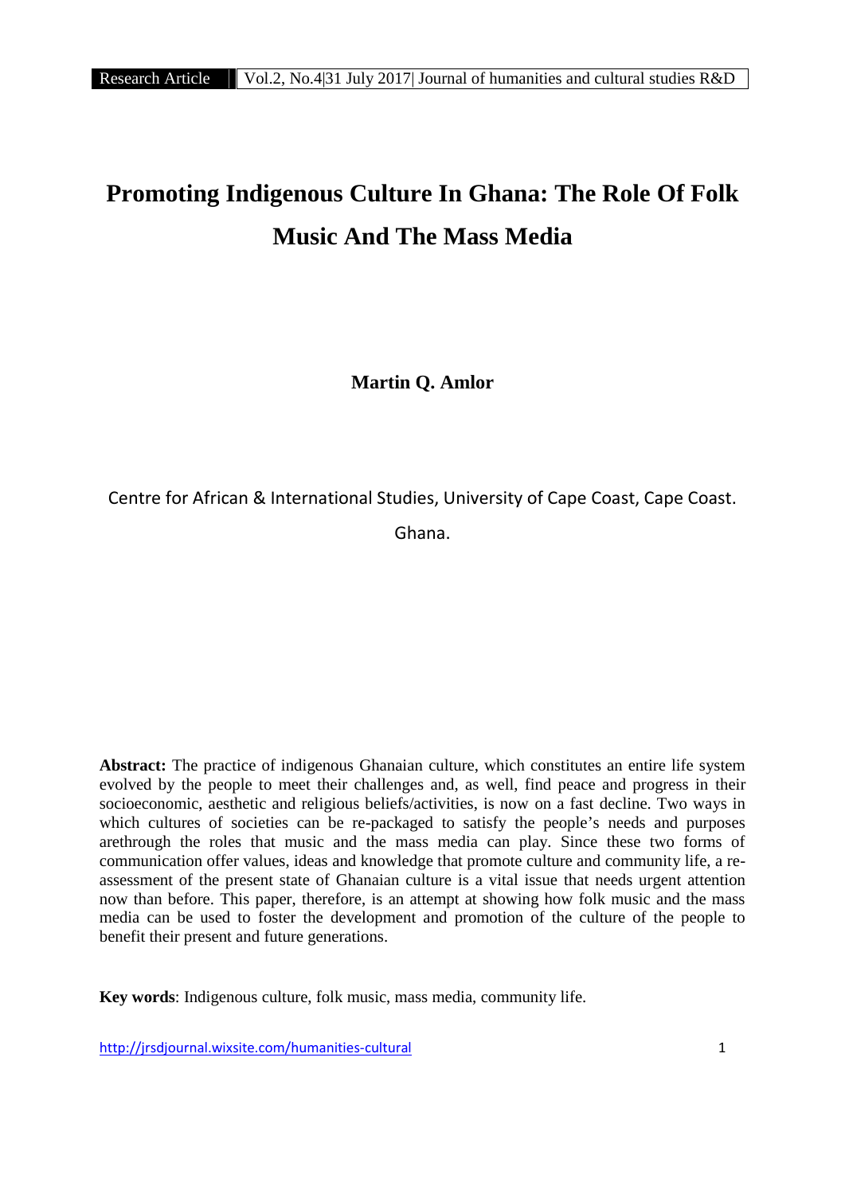# Promoting Indigenous Culture In Ghana: The Role Of Folk Music And The Mass Media

**Martin Q. Amlor**

Centre for African & International Studies, University of Cape Coast, Cape Coast. Ghana.

**Abstract:** The practice of indigenous Ghanaian culture, which constitutes an entire life system evolved by the people to meet their challenges and, as well, find peace and progress in their socioeconomic, aesthetic and religious beliefs/activities, is now on a fast decline. Two ways in which cultures of societies can be re-packaged to satisfy the people's needs and purposes arethrough the roles that music and the mass media can play. Since these two forms of communication offer values, ideas and knowledge that promote culture and community life, a re-assessment of the present state of Ghanaian culture is a vital issue that needs urgent attention now than before. This paper, therefore, is an attempt at showing how folk music and the mass media can be used to foster the development and promotion of the culture of the people to benefit their present and future generations.

**Key words**: Indigenous culture, folk music, mass media, community life.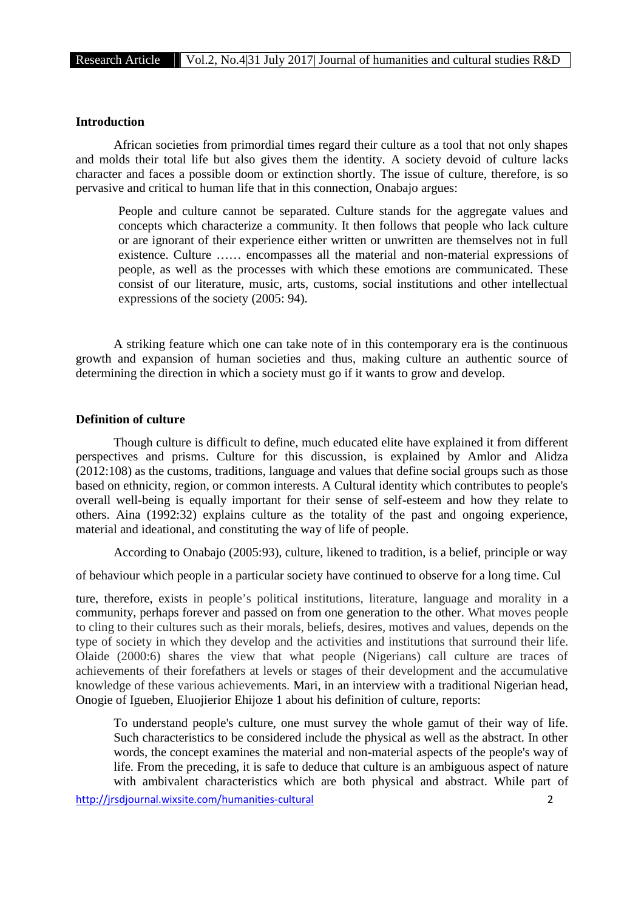## Introduction

African societies from primordial times regard their culture as a tool that not only shapes and molds their total life but also gives them the identity. A society devoid of culture lacks character and faces a possible doom or extinction shortly. The issue of culture, therefore, is so pervasive and critical to human life that in this connection, Onabajo argues:

> People and culture cannot be separated. Culture stands for the aggregate values and concepts which characterize a community. It then follows that people who lack culture or are ignorant of their experience either written or unwritten are themselves not in full existence. Culture …… encompasses all the material and non-material expressions of people, as well as the processes with which these emotions are communicated. These consist of our literature, music, arts, customs, social institutions and other intellectual expressions of the society (2005: 94).

A striking feature which one can take note of in this contemporary era is the continuous growth and expansion of human societies and thus, making culture an authentic source of determining the direction in which a society must go if it wants to grow and develop.

## Definition of culture

Though culture is difficult to define, much educated elite have explained it from different perspectives and prisms. Culture for this discussion, is explained by Amlor and Alidza (2012:108) as the customs, traditions, language and values that define social groups such as those based on ethnicity, region, or common interests. A Cultural identity which contributes to people's overall well-being is equally important for their sense of self-esteem and how they relate to others. Aina (1992:32) explains culture as the totality of the past and ongoing experience, material and ideational, and constituting the way of life of people.

According to Onabajo (2005:93), culture, likened to tradition, is a belief, principle or way of behaviour which people in a particular society have continued to observe for a long time. Culture, therefore, exists in people's political institutions, literature, language and morality in a community, perhaps forever and passed on from one generation to the other. What moves people to cling to their cultures such as their morals, beliefs, desires, motives and values, depends on the type of society in which they develop and the activities and institutions that surround their life. Olaide (2000:6) shares the view that what people (Nigerians) call culture are traces of achievements of their forefathers at levels or stages of their development and the accumulative knowledge of these various achievements. Mari, in an interview with a traditional Nigerian head, Onogie of Igueben, Eluojierior Ehijoze 1 about his definition of culture, reports:

> To understand people's culture, one must survey the whole gamut of their way of life. Such characteristics to be considered include the physical as well as the abstract. In other words, the concept examines the material and non-material aspects of the people's way of life. From the preceding, it is safe to deduce that culture is an ambiguous aspect of nature with ambivalent characteristics which are both physical and abstract. While part of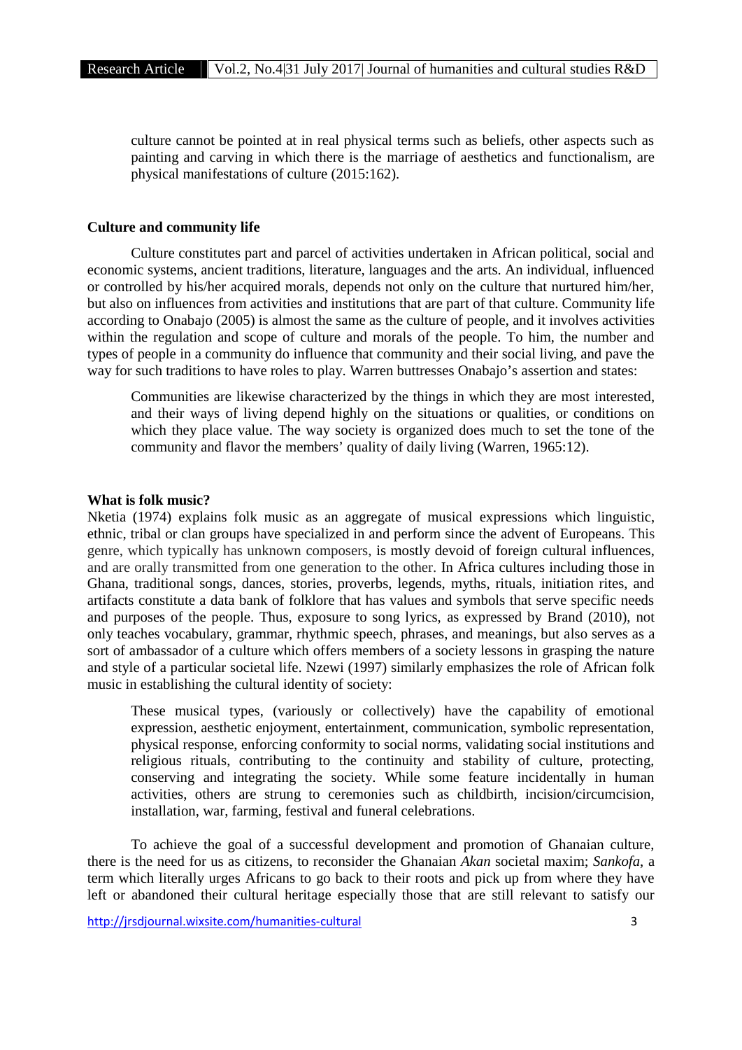> culture cannot be pointed at in real physical terms such as beliefs, other aspects such as painting and carving in which there is the marriage of aesthetics and functionalism, are physical manifestations of culture (2015:162).

### Culture and community life

Culture constitutes part and parcel of activities undertaken in African political, social and economic systems, ancient traditions, literature, languages and the arts. An individual, influenced or controlled by his/her acquired morals, depends not only on the culture that nurtured him/her, but also on influences from activities and institutions that are part of that culture. Community life according to Onabajo (2005) is almost the same as the culture of people, and it involves activities within the regulation and scope of culture and morals of the people. To him, the number and types of people in a community do influence that community and their social living, and pave the way for such traditions to have roles to play. Warren buttresses Onabajo's assertion and states:

> Communities are likewise characterized by the things in which they are most interested, and their ways of living depend highly on the situations or qualities, or conditions on which they place value. The way society is organized does much to set the tone of the community and flavor the members' quality of daily living (Warren, 1965:12).

### What is folk music?

Nketia (1974) explains folk music as an aggregate of musical expressions which linguistic, ethnic, tribal or clan groups have specialized in and perform since the advent of Europeans. This genre, which typically has unknown composers, is mostly devoid of foreign cultural influences, and are orally transmitted from one generation to the other. In Africa cultures including those in Ghana, traditional songs, dances, stories, proverbs, legends, myths, rituals, initiation rites, and artifacts constitute a data bank of folklore that has values and symbols that serve specific needs and purposes of the people. Thus, exposure to song lyrics, as expressed by Brand (2010), not only teaches vocabulary, grammar, rhythmic speech, phrases, and meanings, but also serves as a sort of ambassador of a culture which offers members of a society lessons in grasping the nature and style of a particular societal life. Nzewi (1997) similarly emphasizes the role of African folk music in establishing the cultural identity of society:

> These musical types, (variously or collectively) have the capability of emotional expression, aesthetic enjoyment, entertainment, communication, symbolic representation, physical response, enforcing conformity to social norms, validating social institutions and religious rituals, contributing to the continuity and stability of culture, protecting, conserving and integrating the society. While some feature incidentally in human activities, others are strung to ceremonies such as childbirth, incision/circumcision, installation, war, farming, festival and funeral celebrations.

To achieve the goal of a successful development and promotion of Ghanaian culture, there is the need for us as citizens, to reconsider the Ghanaian *Akan* societal maxim; *Sankofa*, a term which literally urges Africans to go back to their roots and pick up from where they have left or abandoned their cultural heritage especially those that are still relevant to satisfy our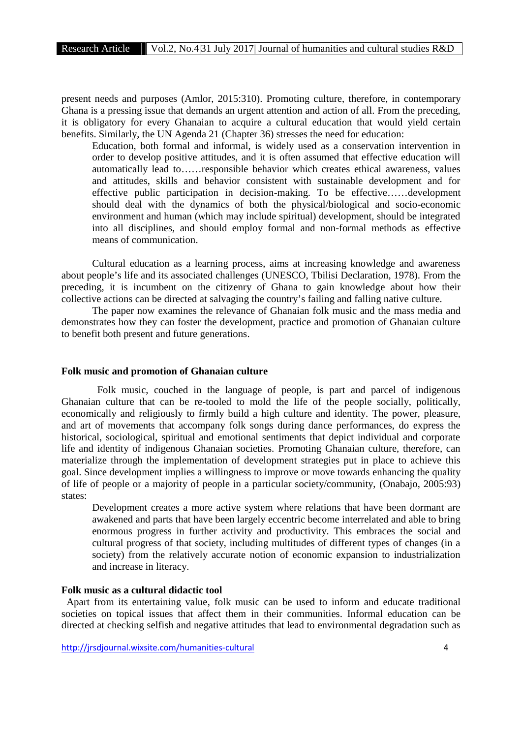present needs and purposes (Amlor, 2015:310). Promoting culture, therefore, in contemporary Ghana is a pressing issue that demands an urgent attention and action of all. From the preceding, it is obligatory for every Ghanaian to acquire a cultural education that would yield certain benefits. Similarly, the UN Agenda 21 (Chapter 36) stresses the need for education:

> Education, both formal and informal, is widely used as a conservation intervention in order to develop positive attitudes, and it is often assumed that effective education will automatically lead to……responsible behavior which creates ethical awareness, values and attitudes, skills and behavior consistent with sustainable development and for effective public participation in decision-making. To be effective……development should deal with the dynamics of both the physical/biological and socio-economic environment and human (which may include spiritual) development, should be integrated into all disciplines, and should employ formal and non-formal methods as effective means of communication.

Cultural education as a learning process, aims at increasing knowledge and awareness about people's life and its associated challenges (UNESCO, Tbilisi Declaration, 1978). From the preceding, it is incumbent on the citizenry of Ghana to gain knowledge about how their collective actions can be directed at salvaging the country's failing and falling native culture.

The paper now examines the relevance of Ghanaian folk music and the mass media and demonstrates how they can foster the development, practice and promotion of Ghanaian culture to benefit both present and future generations.

**Folk music and promotion of Ghanaian culture**

Folk music, couched in the language of people, is part and parcel of indigenous Ghanaian culture that can be re-tooled to mold the life of the people socially, politically, economically and religiously to firmly build a high culture and identity. The power, pleasure, and art of movements that accompany folk songs during dance performances, do express the historical, sociological, spiritual and emotional sentiments that depict individual and corporate life and identity of indigenous Ghanaian societies. Promoting Ghanaian culture, therefore, can materialize through the implementation of development strategies put in place to achieve this goal. Since development implies a willingness to improve or move towards enhancing the quality of life of people or a majority of people in a particular society/community, (Onabajo, 2005:93) states:

> Development creates a more active system where relations that have been dormant are awakened and parts that have been largely eccentric become interrelated and able to bring enormous progress in further activity and productivity. This embraces the social and cultural progress of that society, including multitudes of different types of changes (in a society) from the relatively accurate notion of economic expansion to industrialization and increase in literacy.

**Folk music as a cultural didactic tool**

Apart from its entertaining value, folk music can be used to inform and educate traditional societies on topical issues that affect them in their communities. Informal education can be directed at checking selfish and negative attitudes that lead to environmental degradation such as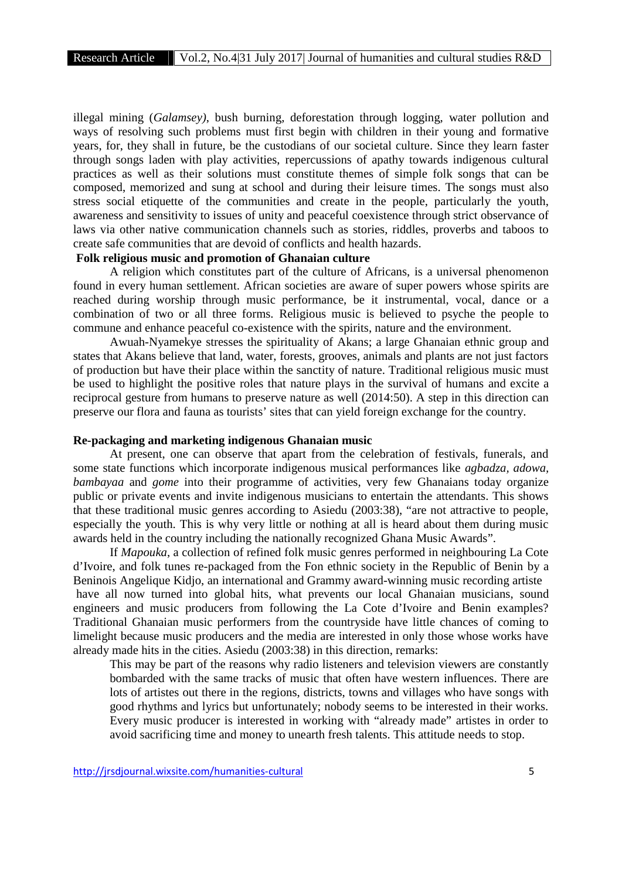illegal mining (*Galamsey)*, bush burning, deforestation through logging, water pollution and ways of resolving such problems must first begin with children in their young and formative years, for, they shall in future, be the custodians of our societal culture. Since they learn faster through songs laden with play activities, repercussions of apathy towards indigenous cultural practices as well as their solutions must constitute themes of simple folk songs that can be composed, memorized and sung at school and during their leisure times. The songs must also stress social etiquette of the communities and create in the people, particularly the youth, awareness and sensitivity to issues of unity and peaceful coexistence through strict observance of laws via other native communication channels such as stories, riddles, proverbs and taboos to create safe communities that are devoid of conflicts and health hazards.

### Folk religious music and promotion of Ghanaian culture

A religion which constitutes part of the culture of Africans, is a universal phenomenon found in every human settlement. African societies are aware of super powers whose spirits are reached during worship through music performance, be it instrumental, vocal, dance or a combination of two or all three forms. Religious music is believed to psyche the people to commune and enhance peaceful co-existence with the spirits, nature and the environment.

Awuah-Nyamekye stresses the spirituality of Akans; a large Ghanaian ethnic group and states that Akans believe that land, water, forests, grooves, animals and plants are not just factors of production but have their place within the sanctity of nature. Traditional religious music must be used to highlight the positive roles that nature plays in the survival of humans and excite a reciprocal gesture from humans to preserve nature as well (2014:50). A step in this direction can preserve our flora and fauna as tourists' sites that can yield foreign exchange for the country.

### Re-packaging and marketing indigenous Ghanaian music

At present, one can observe that apart from the celebration of festivals, funerals, and some state functions which incorporate indigenous musical performances like *agbadza, adowa, bambayaa* and *gome* into their programme of activities, very few Ghanaians today organize public or private events and invite indigenous musicians to entertain the attendants. This shows that these traditional music genres according to Asiedu (2003:38), "are not attractive to people, especially the youth. This is why very little or nothing at all is heard about them during music awards held in the country including the nationally recognized Ghana Music Awards".

If *Mapouka*, a collection of refined folk music genres performed in neighbouring La Cote d'Ivoire, and folk tunes re-packaged from the Fon ethnic society in the Republic of Benin by a Beninois Angelique Kidjo, an international and Grammy award-winning music recording artiste have all now turned into global hits, what prevents our local Ghanaian musicians, sound engineers and music producers from following the La Cote d'Ivoire and Benin examples? Traditional Ghanaian music performers from the countryside have little chances of coming to limelight because music producers and the media are interested in only those whose works have already made hits in the cities. Asiedu (2003:38) in this direction, remarks:

> This may be part of the reasons why radio listeners and television viewers are constantly bombarded with the same tracks of music that often have western influences. There are lots of artistes out there in the regions, districts, towns and villages who have songs with good rhythms and lyrics but unfortunately; nobody seems to be interested in their works. Every music producer is interested in working with "already made" artistes in order to avoid sacrificing time and money to unearth fresh talents. This attitude needs to stop.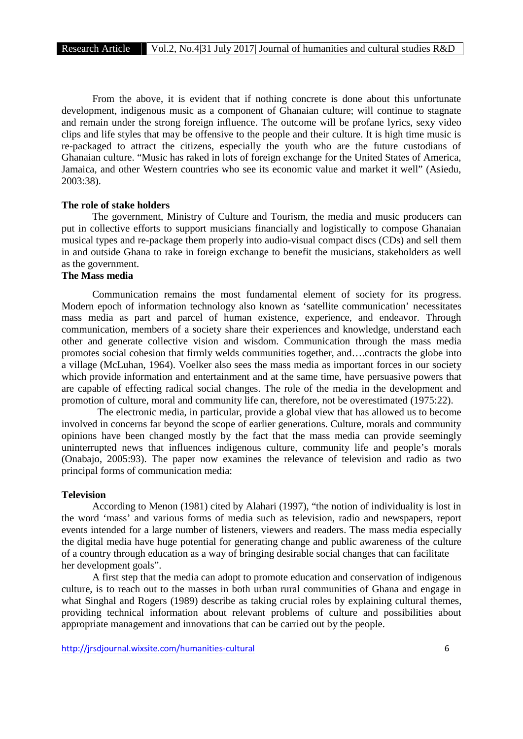From the above, it is evident that if nothing concrete is done about this unfortunate development, indigenous music as a component of Ghanaian culture; will continue to stagnate and remain under the strong foreign influence. The outcome will be profane lyrics, sexy video clips and life styles that may be offensive to the people and their culture. It is high time music is re-packaged to attract the citizens, especially the youth who are the future custodians of Ghanaian culture. "Music has raked in lots of foreign exchange for the United States of America, Jamaica, and other Western countries who see its economic value and market it well" (Asiedu, 2003:38).

### The role of stake holders

The government, Ministry of Culture and Tourism, the media and music producers can put in collective efforts to support musicians financially and logistically to compose Ghanaian musical types and re-package them properly into audio-visual compact discs (CDs) and sell them in and outside Ghana to rake in foreign exchange to benefit the musicians, stakeholders as well as the government.

### The Mass media

Communication remains the most fundamental element of society for its progress. Modern epoch of information technology also known as 'satellite communication' necessitates mass media as part and parcel of human existence, experience, and endeavor. Through communication, members of a society share their experiences and knowledge, understand each other and generate collective vision and wisdom. Communication through the mass media promotes social cohesion that firmly welds communities together, and….contracts the globe into a village (McLuhan, 1964). Voelker also sees the mass media as important forces in our society which provide information and entertainment and at the same time, have persuasive powers that are capable of effecting radical social changes. The role of the media in the development and promotion of culture, moral and community life can, therefore, not be overestimated (1975:22).

The electronic media, in particular, provide a global view that has allowed us to become involved in concerns far beyond the scope of earlier generations. Culture, morals and community opinions have been changed mostly by the fact that the mass media can provide seemingly uninterrupted news that influences indigenous culture, community life and people's morals (Onabajo, 2005:93). The paper now examines the relevance of television and radio as two principal forms of communication media:

### Television

According to Menon (1981) cited by Alahari (1997), "the notion of individuality is lost in the word 'mass' and various forms of media such as television, radio and newspapers, report events intended for a large number of listeners, viewers and readers. The mass media especially the digital media have huge potential for generating change and public awareness of the culture of a country through education as a way of bringing desirable social changes that can facilitate her development goals".

A first step that the media can adopt to promote education and conservation of indigenous culture, is to reach out to the masses in both urban rural communities of Ghana and engage in what Singhal and Rogers (1989) describe as taking crucial roles by explaining cultural themes, providing technical information about relevant problems of culture and possibilities about appropriate management and innovations that can be carried out by the people.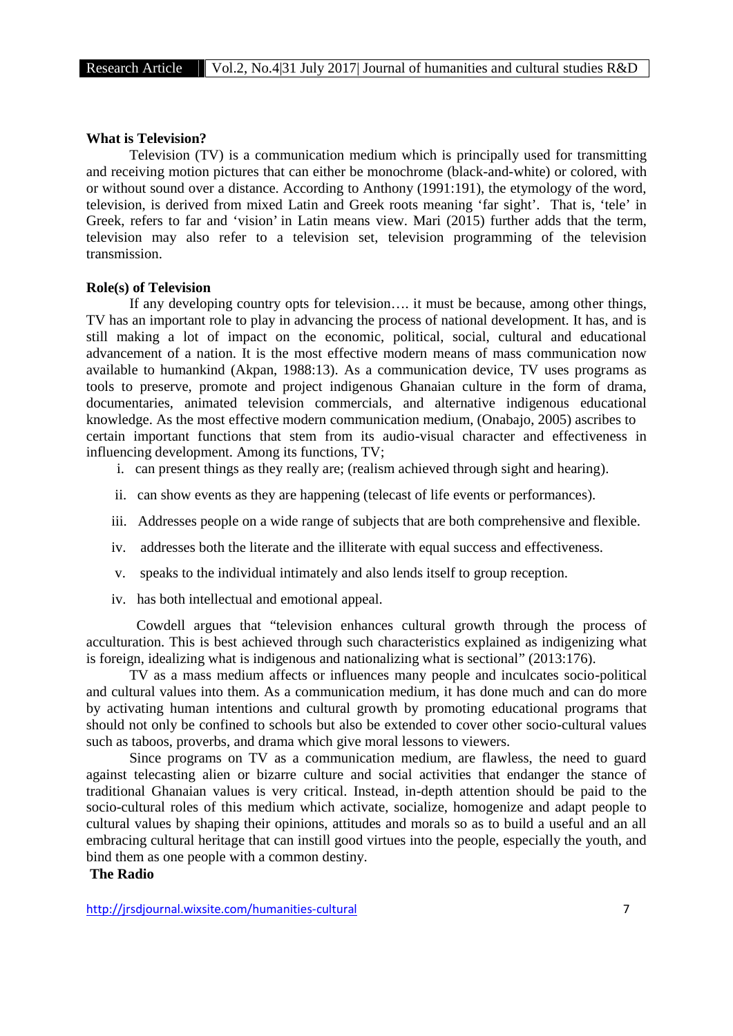**What is Television?**

Television (TV) is a communication medium which is principally used for transmitting and receiving motion pictures that can either be monochrome (black-and-white) or colored, with or without sound over a distance. According to Anthony (1991:191), the etymology of the word, television, is derived from mixed Latin and Greek roots meaning 'far sight'. That is, 'tele' in Greek, refers to far and 'vision' in Latin means view. Mari (2015) further adds that the term, television may also refer to a television set, television programming of the television transmission.

**Role(s) of Television**

If any developing country opts for television…. it must be because, among other things, TV has an important role to play in advancing the process of national development. It has, and is still making a lot of impact on the economic, political, social, cultural and educational advancement of a nation. It is the most effective modern means of mass communication now available to humankind (Akpan, 1988:13). As a communication device, TV uses programs as tools to preserve, promote and project indigenous Ghanaian culture in the form of drama, documentaries, animated television commercials, and alternative indigenous educational knowledge. As the most effective modern communication medium, (Onabajo, 2005) ascribes to certain important functions that stem from its audio-visual character and effectiveness in influencing development. Among its functions, TV;

i. can present things as they really are; (realism achieved through sight and hearing).

ii. can show events as they are happening (telecast of life events or performances).

iii. Addresses people on a wide range of subjects that are both comprehensive and flexible.

iv. addresses both the literate and the illiterate with equal success and effectiveness.

v. speaks to the individual intimately and also lends itself to group reception.

iv. has both intellectual and emotional appeal.

Cowdell argues that "television enhances cultural growth through the process of acculturation. This is best achieved through such characteristics explained as indigenizing what is foreign, idealizing what is indigenous and nationalizing what is sectional" (2013:176).

TV as a mass medium affects or influences many people and inculcates socio-political and cultural values into them. As a communication medium, it has done much and can do more by activating human intentions and cultural growth by promoting educational programs that should not only be confined to schools but also be extended to cover other socio-cultural values such as taboos, proverbs, and drama which give moral lessons to viewers.

Since programs on TV as a communication medium, are flawless, the need to guard against telecasting alien or bizarre culture and social activities that endanger the stance of traditional Ghanaian values is very critical. Instead, in-depth attention should be paid to the socio-cultural roles of this medium which activate, socialize, homogenize and adapt people to cultural values by shaping their opinions, attitudes and morals so as to build a useful and an all embracing cultural heritage that can instill good virtues into the people, especially the youth, and bind them as one people with a common destiny.

**The Radio**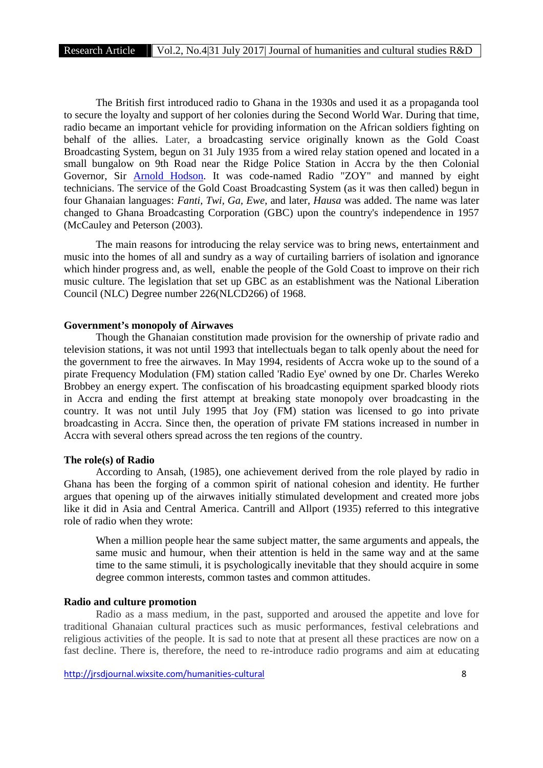The British first introduced radio to Ghana in the 1930s and used it as a propaganda tool to secure the loyalty and support of her colonies during the Second World War. During that time, radio became an important vehicle for providing information on the African soldiers fighting on behalf of the allies. Later, a broadcasting service originally known as the Gold Coast Broadcasting System, begun on 31 July 1935 from a wired relay station opened and located in a small bungalow on 9th Road near the Ridge Police Station in Accra by the then Colonial Governor, Sir Arnold Hodson. It was code-named Radio "ZOY" and manned by eight technicians. The service of the Gold Coast Broadcasting System (as it was then called) begun in four Ghanaian languages: *Fanti, Twi, Ga, Ewe,* and later, *Hausa* was added. The name was later changed to Ghana Broadcasting Corporation (GBC) upon the country's independence in 1957 (McCauley and Peterson (2003).

The main reasons for introducing the relay service was to bring news, entertainment and music into the homes of all and sundry as a way of curtailing barriers of isolation and ignorance which hinder progress and, as well, enable the people of the Gold Coast to improve on their rich music culture. The legislation that set up GBC as an establishment was the National Liberation Council (NLC) Degree number 226(NLCD266) of 1968.

**Government's monopoly of Airwaves**

Though the Ghanaian constitution made provision for the ownership of private radio and television stations, it was not until 1993 that intellectuals began to talk openly about the need for the government to free the airwaves. In May 1994, residents of Accra woke up to the sound of a pirate Frequency Modulation (FM) station called 'Radio Eye' owned by one Dr. Charles Wereko Brobbey an energy expert. The confiscation of his broadcasting equipment sparked bloody riots in Accra and ending the first attempt at breaking state monopoly over broadcasting in the country. It was not until July 1995 that Joy (FM) station was licensed to go into private broadcasting in Accra. Since then, the operation of private FM stations increased in number in Accra with several others spread across the ten regions of the country.

**The role(s) of Radio**

According to Ansah, (1985), one achievement derived from the role played by radio in Ghana has been the forging of a common spirit of national cohesion and identity. He further argues that opening up of the airwaves initially stimulated development and created more jobs like it did in Asia and Central America. Cantrill and Allport (1935) referred to this integrative role of radio when they wrote:

> When a million people hear the same subject matter, the same arguments and appeals, the same music and humour, when their attention is held in the same way and at the same time to the same stimuli, it is psychologically inevitable that they should acquire in some degree common interests, common tastes and common attitudes.

**Radio and culture promotion**

Radio as a mass medium, in the past, supported and aroused the appetite and love for traditional Ghanaian cultural practices such as music performances, festival celebrations and religious activities of the people. It is sad to note that at present all these practices are now on a fast decline. There is, therefore, the need to re-introduce radio programs and aim at educating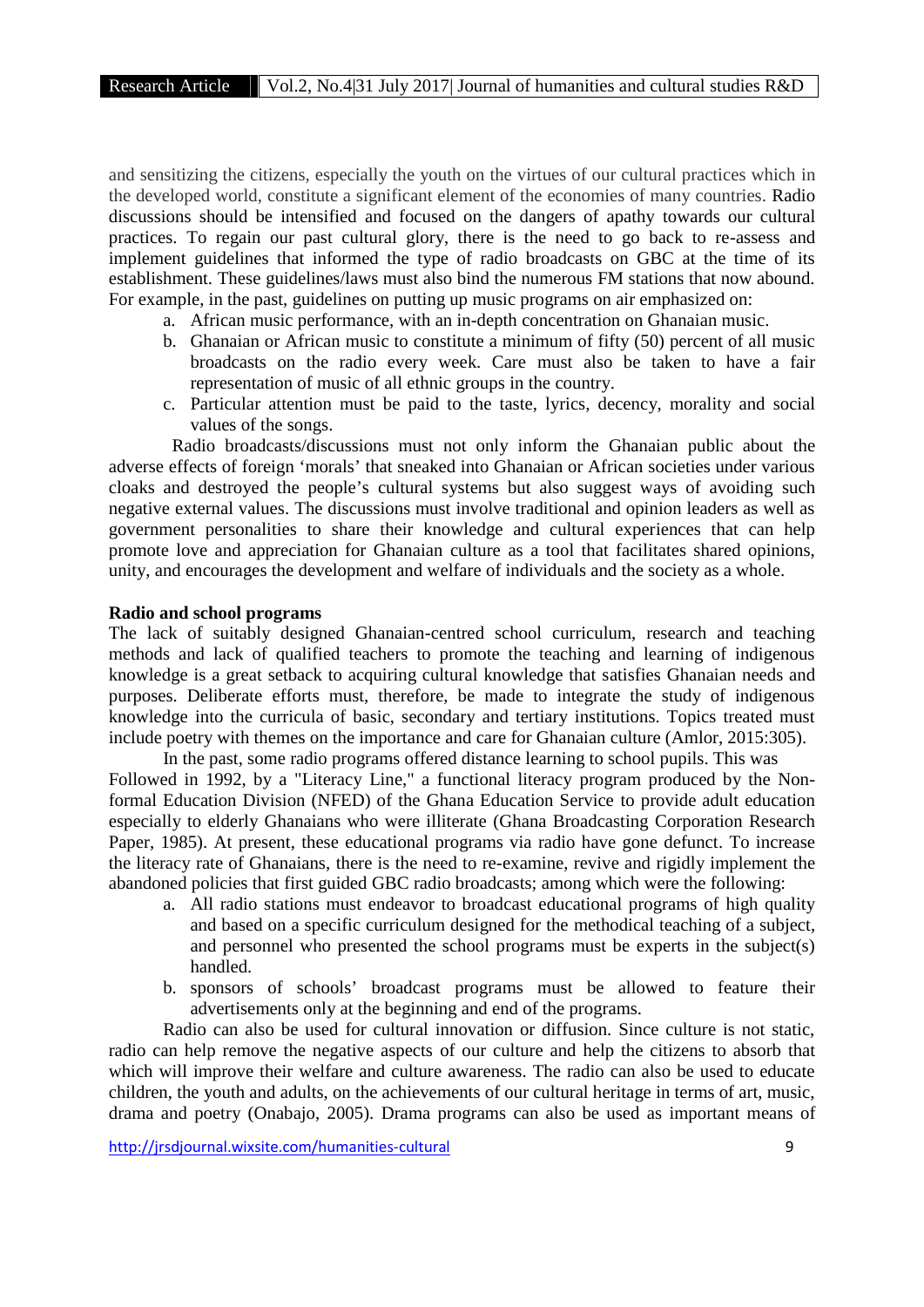and sensitizing the citizens, especially the youth on the virtues of our cultural practices which in the developed world, constitute a significant element of the economies of many countries. Radio discussions should be intensified and focused on the dangers of apathy towards our cultural practices. To regain our past cultural glory, there is the need to go back to re-assess and implement guidelines that informed the type of radio broadcasts on GBC at the time of its establishment. These guidelines/laws must also bind the numerous FM stations that now abound. For example, in the past, guidelines on putting up music programs on air emphasized on:

a. African music performance, with an in-depth concentration on Ghanaian music.
b. Ghanaian or African music to constitute a minimum of fifty (50) percent of all music broadcasts on the radio every week. Care must also be taken to have a fair representation of music of all ethnic groups in the country.
c. Particular attention must be paid to the taste, lyrics, decency, morality and social values of the songs.

Radio broadcasts/discussions must not only inform the Ghanaian public about the adverse effects of foreign 'morals' that sneaked into Ghanaian or African societies under various cloaks and destroyed the people's cultural systems but also suggest ways of avoiding such negative external values. The discussions must involve traditional and opinion leaders as well as government personalities to share their knowledge and cultural experiences that can help promote love and appreciation for Ghanaian culture as a tool that facilitates shared opinions, unity, and encourages the development and welfare of individuals and the society as a whole.

**Radio and school programs**

The lack of suitably designed Ghanaian-centred school curriculum, research and teaching methods and lack of qualified teachers to promote the teaching and learning of indigenous knowledge is a great setback to acquiring cultural knowledge that satisfies Ghanaian needs and purposes. Deliberate efforts must, therefore, be made to integrate the study of indigenous knowledge into the curricula of basic, secondary and tertiary institutions. Topics treated must include poetry with themes on the importance and care for Ghanaian culture (Amlor, 2015:305).

In the past, some radio programs offered distance learning to school pupils. This was Followed in 1992, by a "Literacy Line," a functional literacy program produced by the Non-formal Education Division (NFED) of the Ghana Education Service to provide adult education especially to elderly Ghanaians who were illiterate (Ghana Broadcasting Corporation Research Paper, 1985). At present, these educational programs via radio have gone defunct. To increase the literacy rate of Ghanaians, there is the need to re-examine, revive and rigidly implement the abandoned policies that first guided GBC radio broadcasts; among which were the following:

a. All radio stations must endeavor to broadcast educational programs of high quality and based on a specific curriculum designed for the methodical teaching of a subject, and personnel who presented the school programs must be experts in the subject(s) handled.
b. sponsors of schools' broadcast programs must be allowed to feature their advertisements only at the beginning and end of the programs.

Radio can also be used for cultural innovation or diffusion. Since culture is not static, radio can help remove the negative aspects of our culture and help the citizens to absorb that which will improve their welfare and culture awareness. The radio can also be used to educate children, the youth and adults, on the achievements of our cultural heritage in terms of art, music, drama and poetry (Onabajo, 2005). Drama programs can also be used as important means of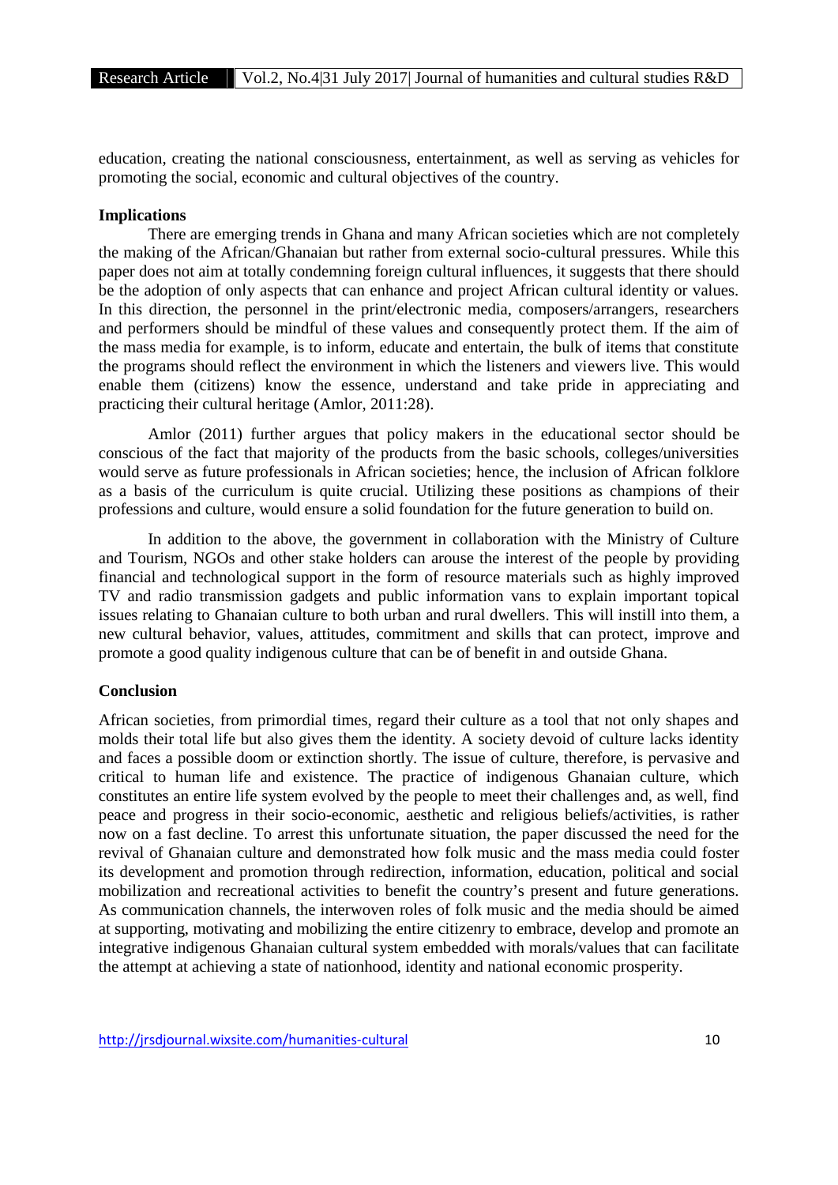education, creating the national consciousness, entertainment, as well as serving as vehicles for promoting the social, economic and cultural objectives of the country.

## Implications

There are emerging trends in Ghana and many African societies which are not completely the making of the African/Ghanaian but rather from external socio-cultural pressures. While this paper does not aim at totally condemning foreign cultural influences, it suggests that there should be the adoption of only aspects that can enhance and project African cultural identity or values. In this direction, the personnel in the print/electronic media, composers/arrangers, researchers and performers should be mindful of these values and consequently protect them. If the aim of the mass media for example, is to inform, educate and entertain, the bulk of items that constitute the programs should reflect the environment in which the listeners and viewers live. This would enable them (citizens) know the essence, understand and take pride in appreciating and practicing their cultural heritage (Amlor, 2011:28).

Amlor (2011) further argues that policy makers in the educational sector should be conscious of the fact that majority of the products from the basic schools, colleges/universities would serve as future professionals in African societies; hence, the inclusion of African folklore as a basis of the curriculum is quite crucial. Utilizing these positions as champions of their professions and culture, would ensure a solid foundation for the future generation to build on.

In addition to the above, the government in collaboration with the Ministry of Culture and Tourism, NGOs and other stake holders can arouse the interest of the people by providing financial and technological support in the form of resource materials such as highly improved TV and radio transmission gadgets and public information vans to explain important topical issues relating to Ghanaian culture to both urban and rural dwellers. This will instill into them, a new cultural behavior, values, attitudes, commitment and skills that can protect, improve and promote a good quality indigenous culture that can be of benefit in and outside Ghana.

## Conclusion

African societies, from primordial times, regard their culture as a tool that not only shapes and molds their total life but also gives them the identity. A society devoid of culture lacks identity and faces a possible doom or extinction shortly. The issue of culture, therefore, is pervasive and critical to human life and existence. The practice of indigenous Ghanaian culture, which constitutes an entire life system evolved by the people to meet their challenges and, as well, find peace and progress in their socio-economic, aesthetic and religious beliefs/activities, is rather now on a fast decline. To arrest this unfortunate situation, the paper discussed the need for the revival of Ghanaian culture and demonstrated how folk music and the mass media could foster its development and promotion through redirection, information, education, political and social mobilization and recreational activities to benefit the country's present and future generations. As communication channels, the interwoven roles of folk music and the media should be aimed at supporting, motivating and mobilizing the entire citizenry to embrace, develop and promote an integrative indigenous Ghanaian cultural system embedded with morals/values that can facilitate the attempt at achieving a state of nationhood, identity and national economic prosperity.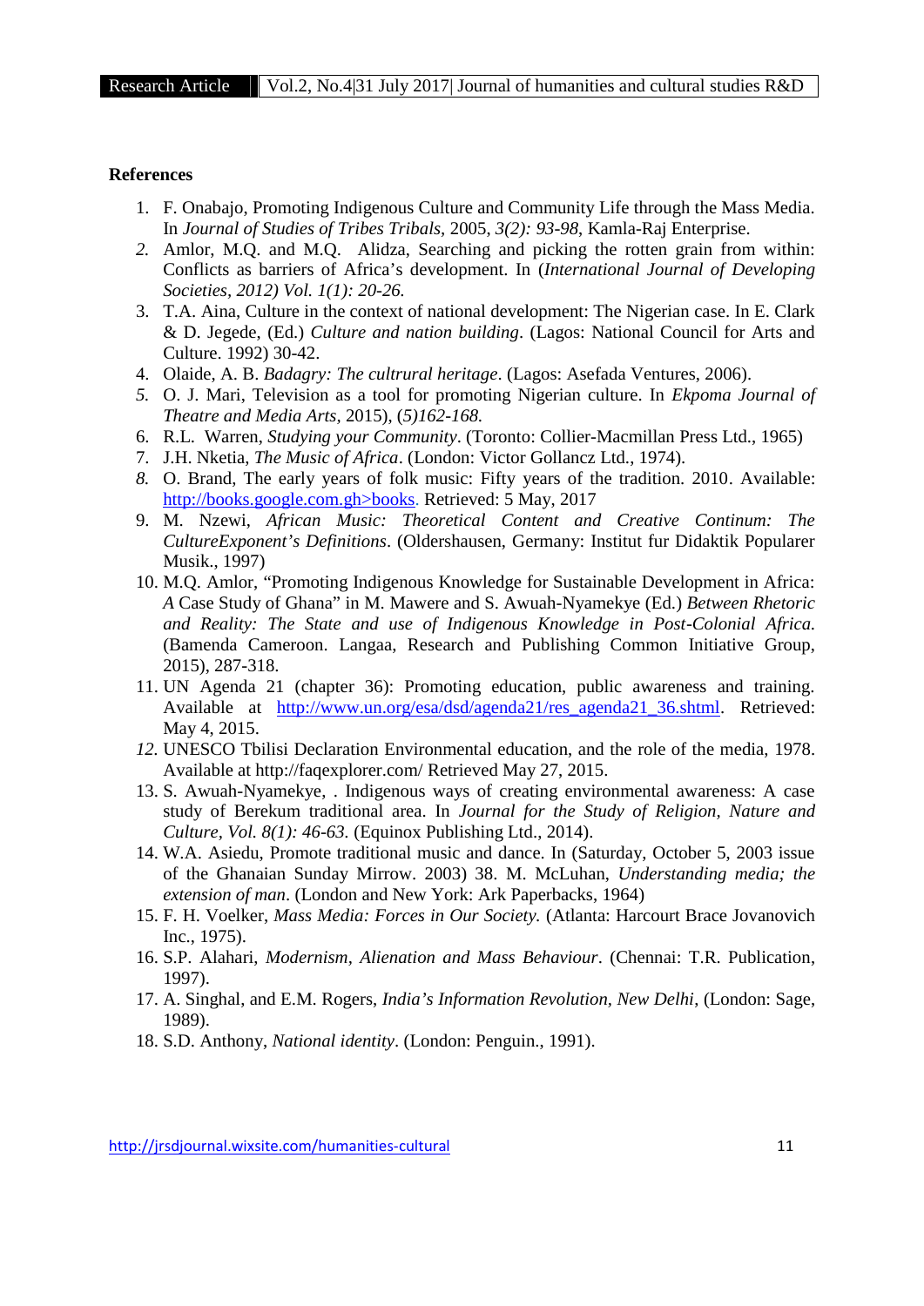**References**

1. F. Onabajo, Promoting Indigenous Culture and Community Life through the Mass Media. In *Journal of Studies of Tribes Tribals,* 2005, *3(2): 93-98*, Kamla-Raj Enterprise.
2. Amlor, M.Q. and M.Q. Alidza, Searching and picking the rotten grain from within: Conflicts as barriers of Africa's development. In (*International Journal of Developing Societies, 2012) Vol. 1(1): 20-26.*
3. T.A. Aina, Culture in the context of national development: The Nigerian case. In E. Clark & D. Jegede, (Ed.) *Culture and nation building*. (Lagos: National Council for Arts and Culture. 1992) 30-42.
4. Olaide, A. B. *Badagry: The cultrural heritage*. (Lagos: Asefada Ventures, 2006).
5. O. J. Mari, Television as a tool for promoting Nigerian culture. In *Ekpoma Journal of Theatre and Media Arts*, 2015), (*5)162-168.*
6. R.L. Warren, *Studying your Community*. (Toronto: Collier-Macmillan Press Ltd., 1965)
7. J.H. Nketia, *The Music of Africa*. (London: Victor Gollancz Ltd., 1974).
8. O. Brand, The early years of folk music: Fifty years of the tradition. 2010. Available: http://books.google.com.gh>books. Retrieved: 5 May, 2017
9. M. Nzewi, *African Music: Theoretical Content and Creative Continum: The CultureExponent's Definitions*. (Oldershausen, Germany: Institut fur Didaktik Popularer Musik., 1997)
10. M.Q. Amlor, "Promoting Indigenous Knowledge for Sustainable Development in Africa: *A* Case Study of Ghana" in M. Mawere and S. Awuah-Nyamekye (Ed.) *Between Rhetoric and Reality: The State and use of Indigenous Knowledge in Post-Colonial Africa.* (Bamenda Cameroon. Langaa, Research and Publishing Common Initiative Group, 2015), 287-318.
11. UN Agenda 21 (chapter 36): Promoting education, public awareness and training. Available at http://www.un.org/esa/dsd/agenda21/res_agenda21_36.shtml. Retrieved: May 4, 2015.
12. UNESCO Tbilisi Declaration Environmental education, and the role of the media, 1978. Available at http://faqexplorer.com/ Retrieved May 27, 2015.
13. S. Awuah-Nyamekye, . Indigenous ways of creating environmental awareness: A case study of Berekum traditional area. In *Journal for the Study of Religion, Nature and Culture, Vol. 8(1): 46-63.* (Equinox Publishing Ltd., 2014).
14. W.A. Asiedu, Promote traditional music and dance. In (Saturday, October 5, 2003 issue of the Ghanaian Sunday Mirrow. 2003) 38. M. McLuhan, *Understanding media; the extension of man*. (London and New York: Ark Paperbacks, 1964)
15. F. H. Voelker, *Mass Media: Forces in Our Society.* (Atlanta: Harcourt Brace Jovanovich Inc., 1975).
16. S.P. Alahari, *Modernism, Alienation and Mass Behaviour*. (Chennai: T.R. Publication, 1997).
17. A. Singhal, and E.M. Rogers, *India's Information Revolution, New Delhi*, (London: Sage, 1989).
18. S.D. Anthony, *National identity*. (London: Penguin., 1991).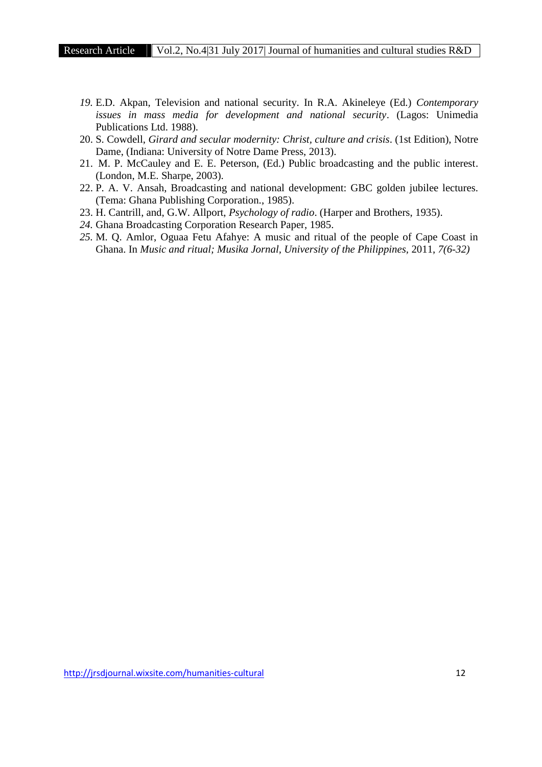19. E.D. Akpan, Television and national security. In R.A. Akineleye (Ed.) *Contemporary issues in mass media for development and national security*. (Lagos: Unimedia Publications Ltd. 1988).
20. S. Cowdell, *Girard and secular modernity: Christ, culture and crisis*. (1st Edition), Notre Dame, (Indiana: University of Notre Dame Press, 2013).
21. M. P. McCauley and E. E. Peterson, (Ed.) Public broadcasting and the public interest. (London, M.E. Sharpe, 2003).
22. P. A. V. Ansah, Broadcasting and national development: GBC golden jubilee lectures. (Tema: Ghana Publishing Corporation., 1985).
23. H. Cantrill, and, G.W. Allport, *Psychology of radio*. (Harper and Brothers, 1935).
24. Ghana Broadcasting Corporation Research Paper, 1985.
25. M. Q. Amlor, Oguaa Fetu Afahye: A music and ritual of the people of Cape Coast in Ghana. In *Music and ritual; Musika Jornal, University of the Philippines*, 2011, *7(6-32)*